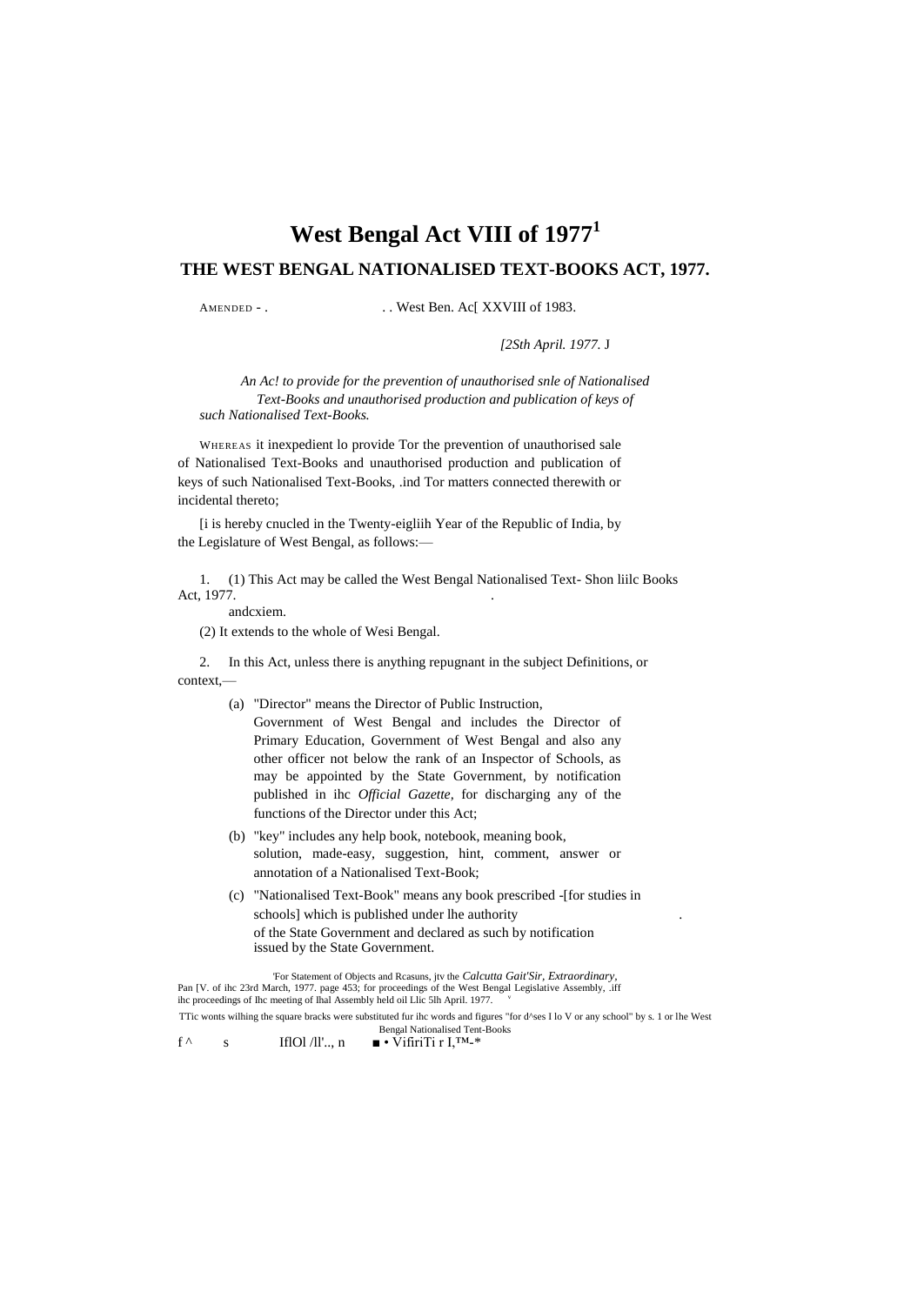# West Bengal Act VIII of 1977[1]

## THE WEST BENGAL NATIONALISED TEXT-BOOKS ACT, 1977.

AMENDED - . . . West Ben. Ac[ XXVIII of 1983.

*[2Sth April. 1977.* J

*An Ac! to provide for the prevention of unauthorised snle of Nationalised Text-Books and unauthorised production and publication of keys of such Nationalised Text-Books.*

WHEREAS it inexpedient lo provide Tor the prevention of unauthorised sale of Nationalised Text-Books and unauthorised production and publication of keys of such Nationalised Text-Books, .ind Tor matters connected therewith or incidental thereto;

[i is hereby cnucled in the Twenty-eigliih Year of the Republic of India, by the Legislature of West Bengal, as follows:—

1. (1) This Act may be called the West Bengal Nationalised Text- Shon liilc Books Act, 1977. andcxiem.

(2) It extends to the whole of Wesi Bengal.

2. In this Act, unless there is anything repugnant in the subject Definitions, or context,—

(a) "Director" means the Director of Public Instruction, Government of West Bengal and includes the Director of Primary Education, Government of West Bengal and also any other officer not below the rank of an Inspector of Schools, as may be appointed by the State Government, by notification published in ihc *Official Gazette,* for discharging any of the functions of the Director under this Act;

(b) "key" includes any help book, notebook, meaning book, solution, made-easy, suggestion, hint, comment, answer or annotation of a Nationalised Text-Book;

(c) "Nationalised Text-Book" means any book prescribed -[for studies in schools] which is published under lhe authority of the State Government and declared as such by notification issued by the State Government.

'For Statement of Objects and Rcasuns, jtv the *Calcutta Gait'Sir, Extraordinary,* Pan [V. of ihc 23rd March, 1977. page 453; for proceedings of the West Bengal Legislative Assembly, .iff ihc proceedings of lhc meeting of lhal Assembly held oil Llic 5lh April. 1977.

TTic wonts wilhing the square bracks were substituted fur ihc words and figures "for d^ses I lo V or any school" by s. 1 or lhe West Bengal Nationalised Tent-Books

f ^ s IflOl /ll'.., n ■ • VifiriTi r I,™-*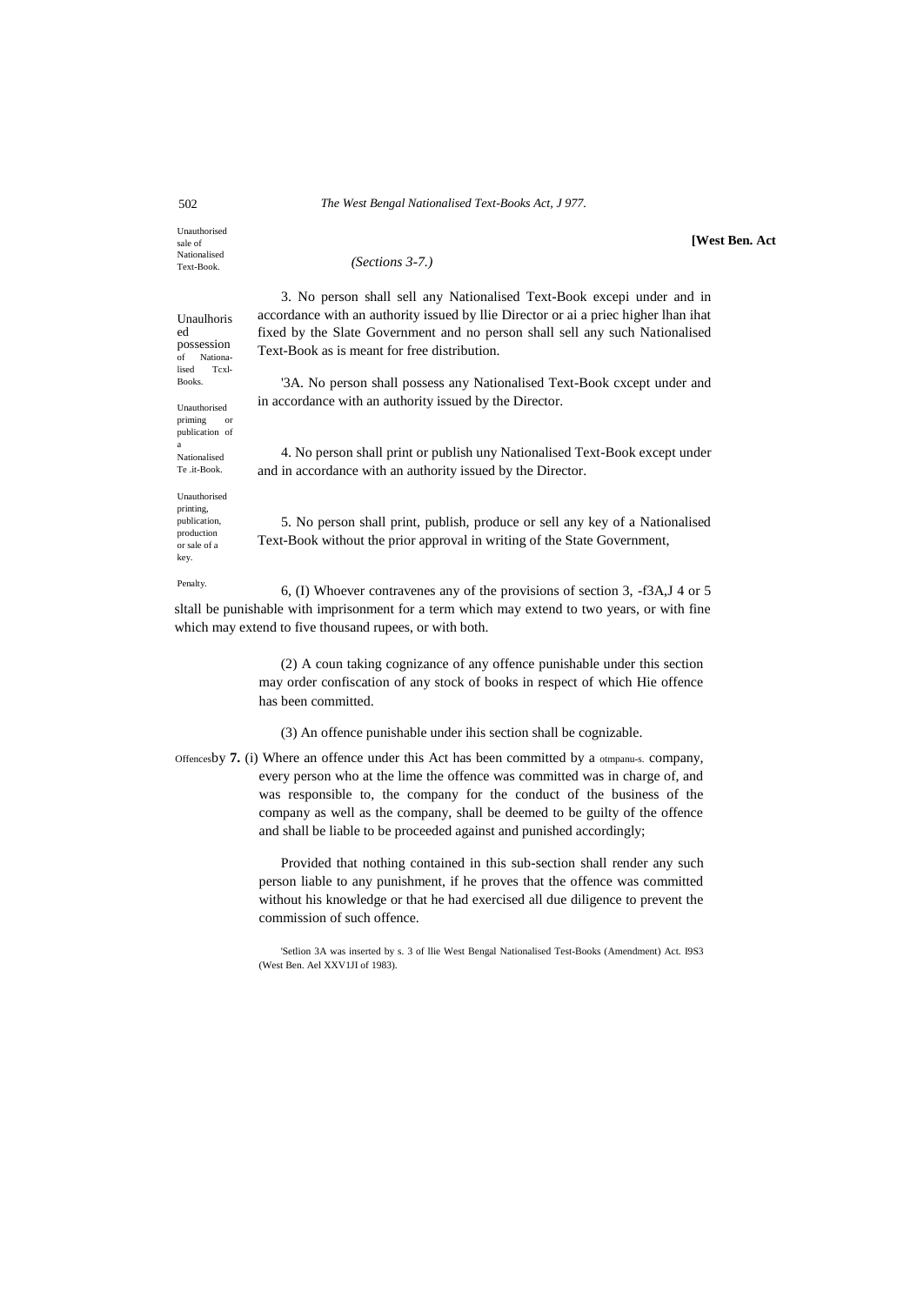[West Ben. Act

(Sections 3-7.)

Unauthorised sale of Nationalised Text-Book.

3. No person shall sell any Nationalised Text-Book excepi under and in accordance with an authority issued by llie Director or ai a priec higher lhan ihat fixed by the Slate Government and no person shall sell any such Nationalised Text-Book as is meant for free distribution.

Unaulhorised possession of Nationalised Tcxl-Books.

'3A. No person shall possess any Nationalised Text-Book cxcept under and in accordance with an authority issued by the Director.

Unauthorised priming or publication of a Nationalised Te .it-Book.

4. No person shall print or publish uny Nationalised Text-Book except under and in accordance with an authority issued by the Director.

Unauthorised printing, publication, production or sale of a key.

5. No person shall print, publish, produce or sell any key of a Nationalised Text-Book without the prior approval in writing of the State Government,

Penalty.

6, (I) Whoever contravenes any of the provisions of section 3, -f3A,J 4 or 5 sltall be punishable with imprisonment for a term which may extend to two years, or with fine which may extend to five thousand rupees, or with both.

(2) A coun taking cognizance of any offence punishable under this section may order confiscation of any stock of books in respect of which Hie offence has been committed.

(3) An offence punishable under ihis section shall be cognizable.

Offences by **7.** (i) Where an offence under this Act has been committed by a otmpanu-s. company, every person who at the lime the offence was committed was in charge of, and was responsible to, the company for the conduct of the business of the company as well as the company, shall be deemed to be guilty of the offence and shall be liable to be proceeded against and punished accordingly;

Provided that nothing contained in this sub-section shall render any such person liable to any punishment, if he proves that the offence was committed without his knowledge or that he had exercised all due diligence to prevent the commission of such offence.

'Setlion 3A was inserted by s. 3 of llie West Bengal Nationalised Test-Books (Amendment) Act. I9S3 (West Ben. Ael XXV1JI of 1983).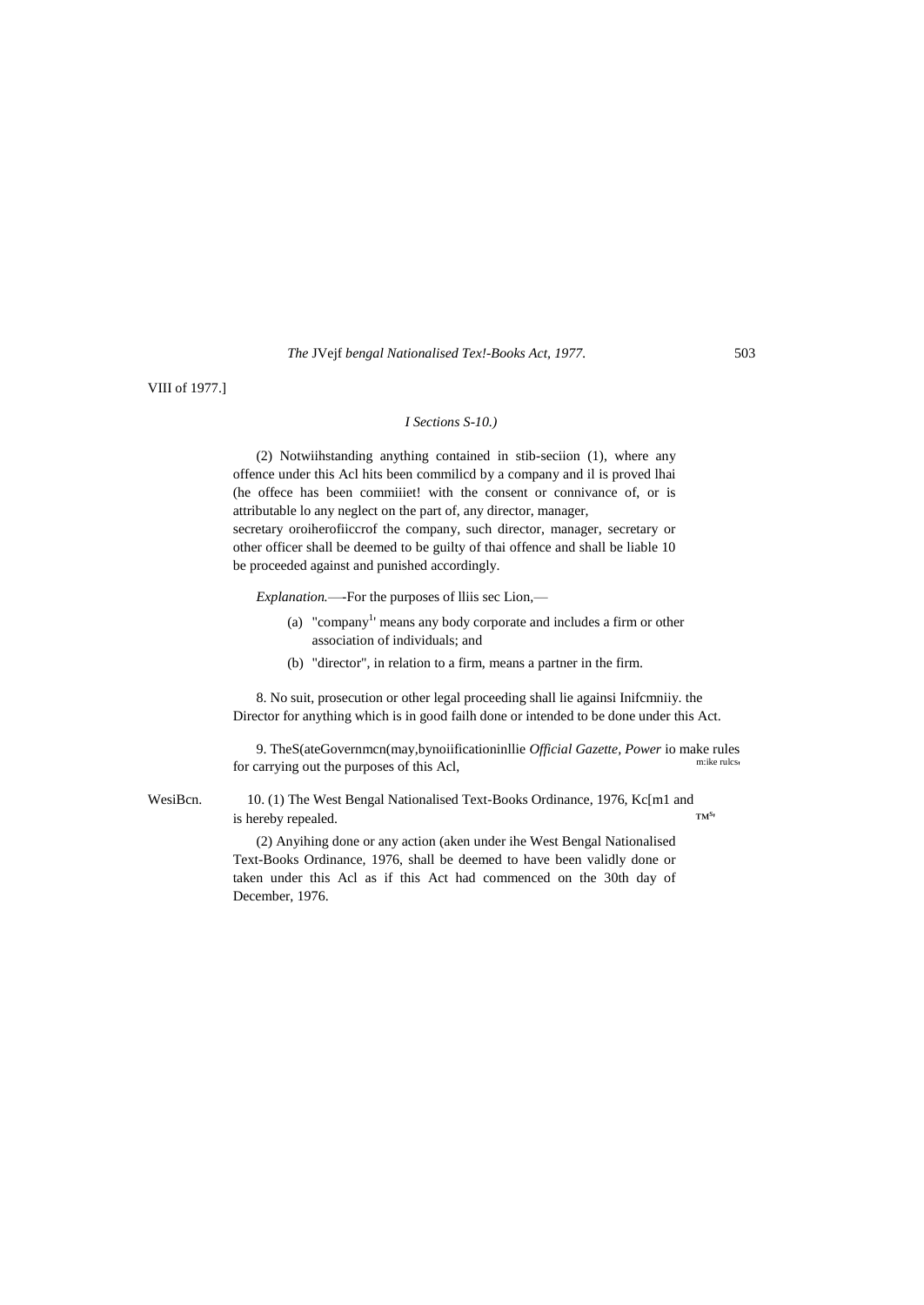VIII of 1977.]

*I Sections S-10.)*

(2) Notwiihstanding anything contained in stib-seciion (1), where any offence under this Acl hits been commilicd by a company and il is proved lhai (he offece has been commiiiet! with the consent or connivance of, or is attributable lo any neglect on the part of, any director, manager, secretary oroiherofiiccrof the company, such director, manager, secretary or other officer shall be deemed to be guilty of thai offence and shall be liable 10 be proceeded against and punished accordingly.

*Explanation.*—-For the purposes of lliis sec Lion,—

(a) "company[1] means any body corporate and includes a firm or other association of individuals; and

(b) "director", in relation to a firm, means a partner in the firm.

8. No suit, prosecution or other legal proceeding shall lie againsi Inifcmniiy. the Director for anything which is in good failh done or intended to be done under this Act.

9. TheS(ateGovernmcn(may,bynoiificationinllie *Official Gazette*, *Power* io make rules for carrying out the purposes of this Acl, m:ike rulcs

WesiBcn. 10. (1) The West Bengal Nationalised Text-Books Ordinance, 1976, Kc[m1 and is hereby repealed. TM

(2) Anyihing done or any action (aken under ihe West Bengal Nationalised Text-Books Ordinance, 1976, shall be deemed to have been validly done or taken under this Acl as if this Act had commenced on the 30th day of December, 1976.